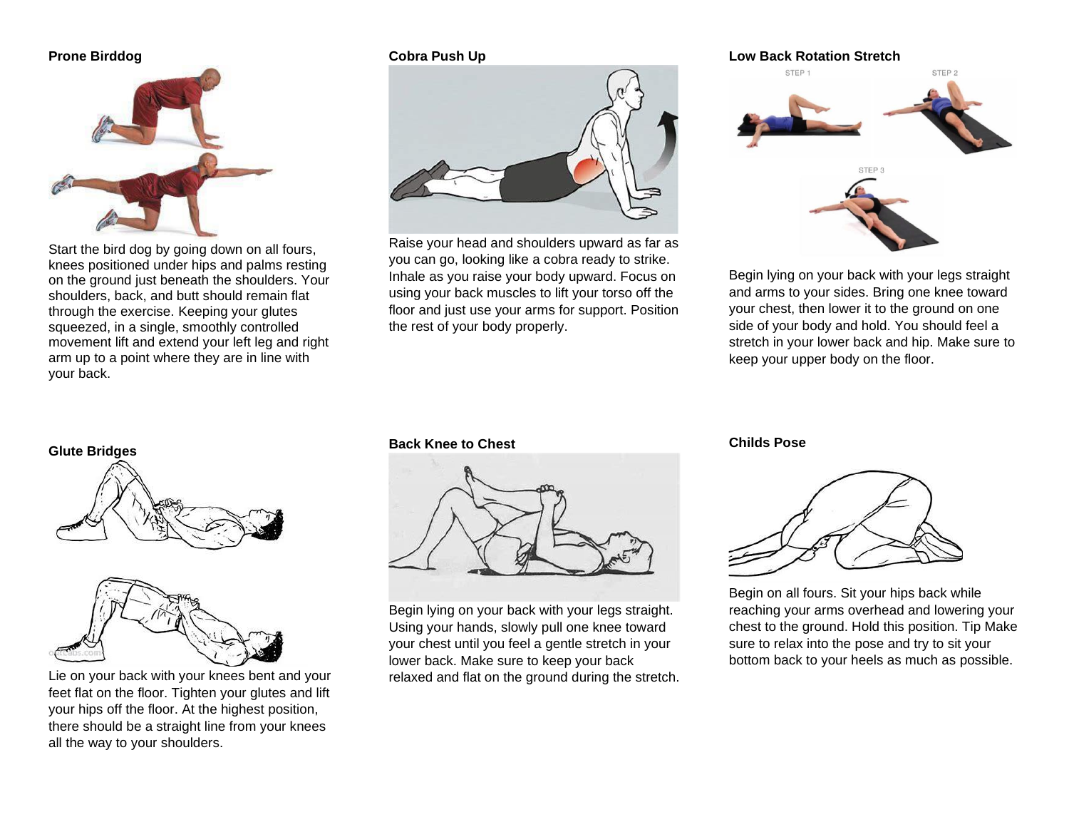## Prone Birddog

Start the bird dog by going down on all fours, knees positioned under hips and palms resting on the ground just beneath the shoulders. Your shoulders, back, and butt should remain flat through the exercise. Keeping your glutes squeezed, in a single, smoothly controlled movement lift and extend your left leg and right arm up to a point where they are in line with your back.

## Cobra Push Up

Raise your head and shoulders upward as far as you can go, looking like a cobra ready to strike. Inhale as you raise your body upward. Focus on using your back muscles to lift your torso off the floor and just use your arms for support. Position the rest of your body properly.

## Low Back Rotation Stretch

Begin lying on your back with your legs straight and arms to your sides. Bring one knee toward your chest, then lower it to the ground on one side of your body and hold. You should feel a stretch in your lower back and hip. Make sure to keep your upper body on the floor.

## Glute Bridges

Lie on your back with your knees bent and your feet flat on the floor. Tighten your glutes and lift your hips off the floor. At the highest position, there should be a straight line from your knees all the way to your shoulders.

## Back Knee to Chest

Begin lying on your back with your legs straight. Using your hands, slowly pull one knee toward your chest until you feel a gentle stretch in your lower back. Make sure to keep your back relaxed and flat on the ground during the stretch.

## Childs Pose

Begin on all fours. Sit your hips back while reaching your arms overhead and lowering your chest to the ground. Hold this position. Tip Make sure to relax into the pose and try to sit your bottom back to your heels as much as possible.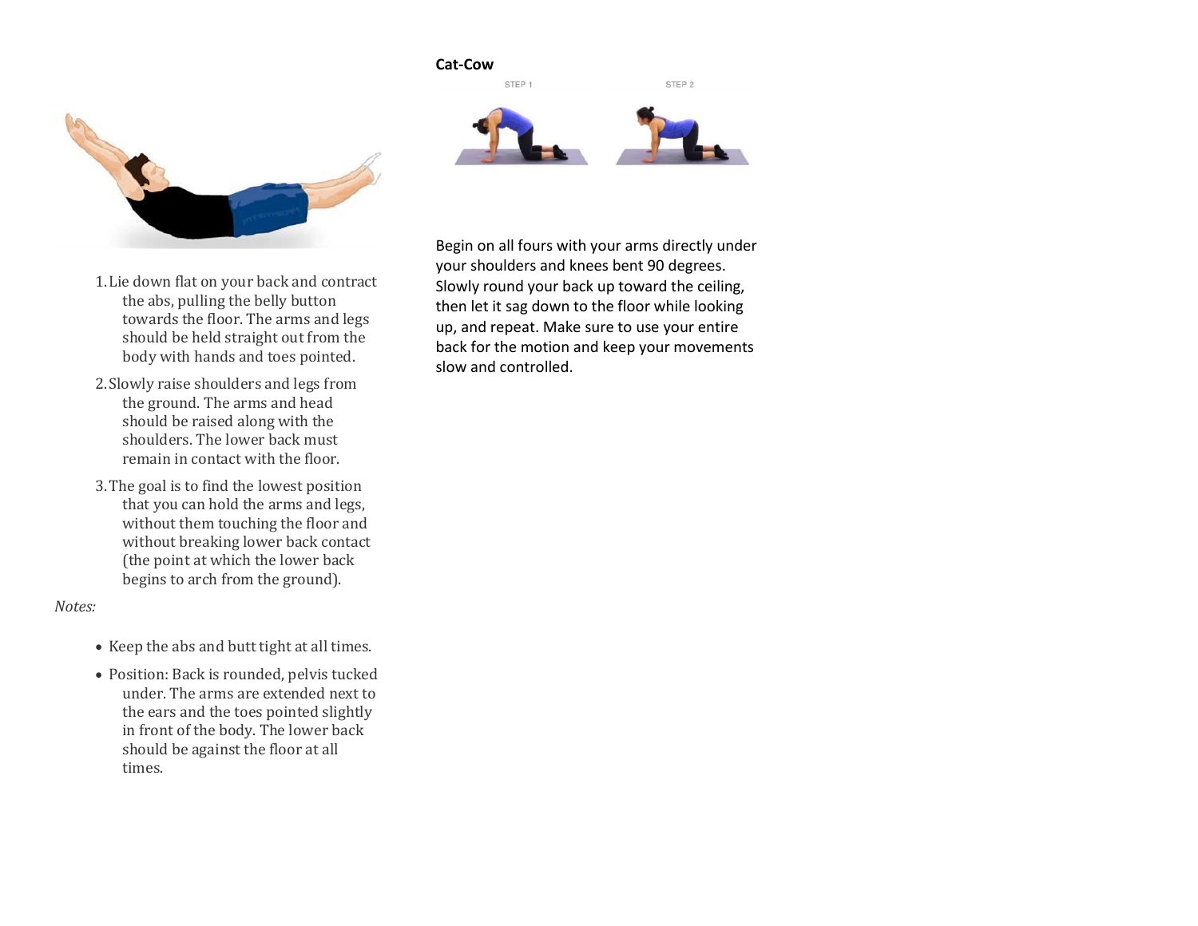1. Lie down flat on your back and contract the abs, pulling the belly button towards the floor. The arms and legs should be held straight out from the body with hands and toes pointed.
2. Slowly raise shoulders and legs from the ground. The arms and head should be raised along with the shoulders. The lower back must remain in contact with the floor.
3. The goal is to find the lowest position that you can hold the arms and legs, without them touching the floor and without breaking lower back contact (the point at which the lower back begins to arch from the ground).

*Notes:*

- Keep the abs and butt tight at all times.
- Position: Back is rounded, pelvis tucked under. The arms are extended next to the ears and the toes pointed slightly in front of the body. The lower back should be against the floor at all times.

**Cat-Cow**

STEP 1

STEP 2

Begin on all fours with your arms directly under your shoulders and knees bent 90 degrees. Slowly round your back up toward the ceiling, then let it sag down to the floor while looking up, and repeat. Make sure to use your entire back for the motion and keep your movements slow and controlled.